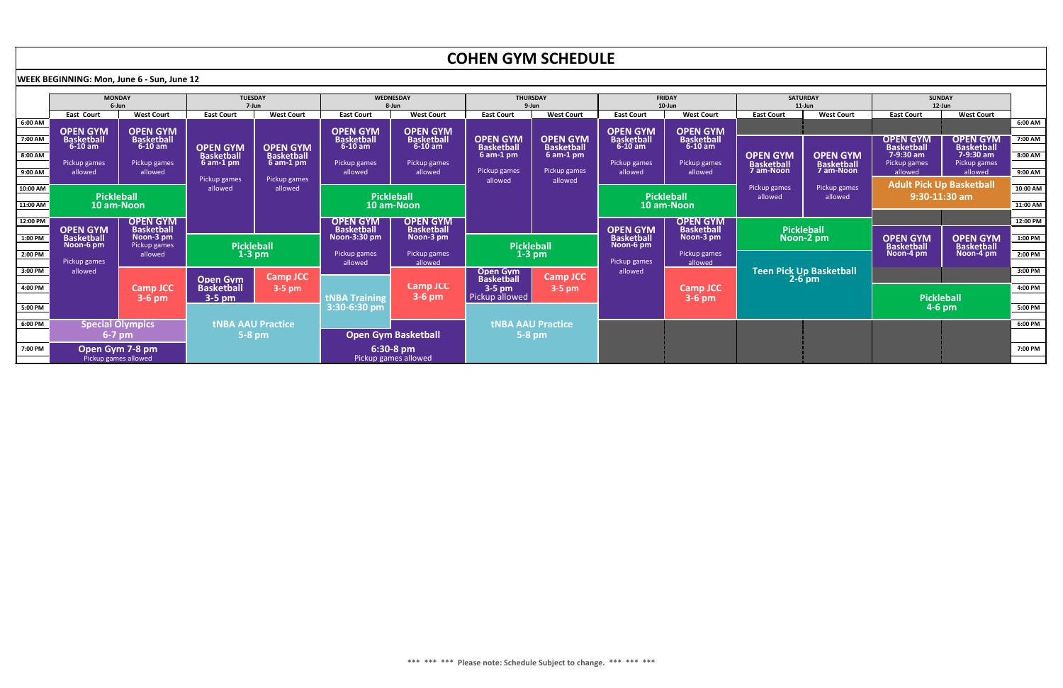# COHEN GYM SCHEDULE

**WEEK BEGINNING: Mon, June 6 - Sun, June 12**

| Day / Date | East Court | West Court |
|---|---|---|
| **MONDAY** 6-Jun | OPEN GYM Basketball 6-10 am, Pickup games allowed | OPEN GYM Basketball 6-10 am, Pickup games allowed |
| | Pickleball 10 am-Noon | |
| | OPEN GYM Basketball Noon-6 pm, Pickup games allowed | OPEN GYM Basketball Noon-3 pm, Pickup games allowed |
| | | Camp JCC 3-6 pm |
| | Special Olympics 6-7 pm | |
| | Open Gym 7-8 pm, Pickup games allowed | |
| **TUESDAY** 7-Jun | OPEN GYM Basketball 6 am-1 pm, Pickup games allowed | OPEN GYM Basketball 6 am-1 pm, Pickup games allowed |
| | Pickleball 1-3 pm | |
| | Open Gym Basketball 3-5 pm | Camp JCC 3-5 pm |
| | tNBA AAU Practice 5-8 pm | |
| **WEDNESDAY** 8-Jun | OPEN GYM Basketball 6-10 am, Pickup games allowed | OPEN GYM Basketball 6-10 am, Pickup games allowed |
| | Pickleball 10 am-Noon | |
| | OPEN GYM Basketball Noon-3:30 pm, Pickup games allowed | OPEN GYM Basketball Noon-3 pm, Pickup games allowed |
| | tNBA Training 3:30-6:30 pm | Camp JCC 3-6 pm |
| | Open Gym Basketball 6:30-8 pm, Pickup games allowed | |
| **THURSDAY** 9-Jun | OPEN GYM Basketball 6 am-1 pm, Pickup games allowed | OPEN GYM Basketball 6 am-1 pm, Pickup games allowed |
| | Pickleball 1-3 pm | |
| | Open Gym Basketball 3-5 pm, Pickup allowed | Camp JCC 3-5 pm |
| | tNBA AAU Practice 5-8 pm | |
| **FRIDAY** 10-Jun | OPEN GYM Basketball 6-10 am, Pickup games allowed | OPEN GYM Basketball 6-10 am, Pickup games allowed |
| | Pickleball 10 am-Noon | |
| | OPEN GYM Basketball Noon-6 pm, Pickup games allowed | OPEN GYM Basketball Noon-3 pm, Pickup games allowed |
| | | Camp JCC 3-6 pm |
| **SATURDAY** 11-Jun | OPEN GYM Basketball 7 am-Noon, Pickup games allowed | OPEN GYM Basketball 7 am-Noon, Pickup games allowed |
| | Pickleball Noon-2 pm | |
| | Teen Pick Up Basketball 2-6 pm | |
| **SUNDAY** 12-Jun | OPEN GYM Basketball 7-9:30 am, Pickup games allowed | OPEN GYM Basketball 7-9:30 am, Pickup games allowed |
| | Adult Pick Up Basketball 9:30-11:30 am | |
| | OPEN GYM Basketball Noon-4 pm | OPEN GYM Basketball Noon-4 pm |
| | Pickleball 4-6 pm | |

\*\*\* \*\*\* \*\*\* Please note: Schedule Subject to change. \*\*\* \*\*\* \*\*\*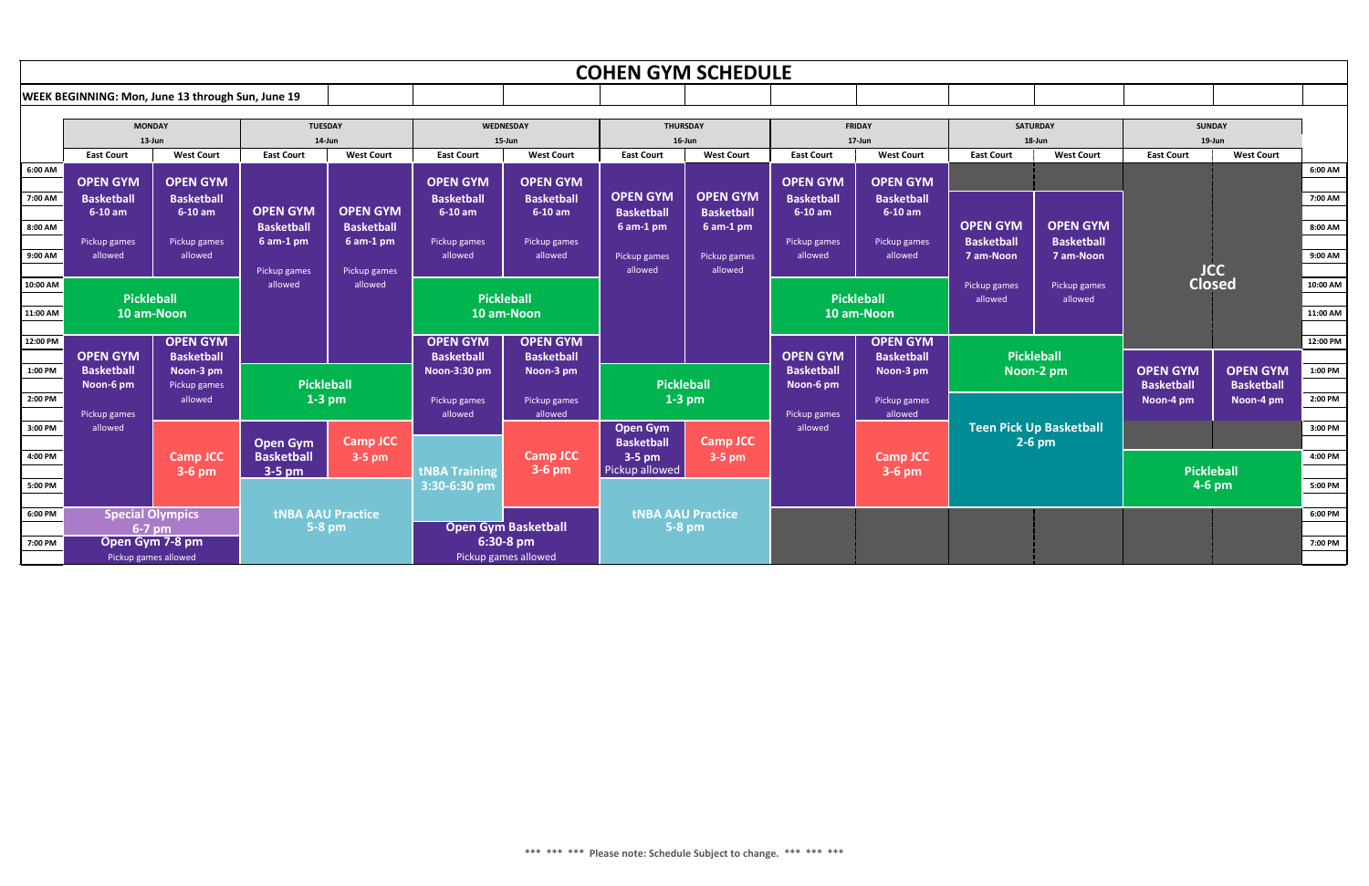# COHEN GYM SCHEDULE

**WEEK BEGINNING: Mon, June 13 through Sun, June 19**

| | MONDAY 13-Jun East Court | MONDAY 13-Jun West Court | TUESDAY 14-Jun East Court | TUESDAY 14-Jun West Court | WEDNESDAY 15-Jun East Court | WEDNESDAY 15-Jun West Court | THURSDAY 16-Jun East Court | THURSDAY 16-Jun West Court | FRIDAY 17-Jun East Court | FRIDAY 17-Jun West Court | SATURDAY 18-Jun East Court | SATURDAY 18-Jun West Court | SUNDAY 19-Jun East Court | SUNDAY 19-Jun West Court |
|---|---|---|---|---|---|---|---|---|---|---|---|---|---|---|
| 6:00 AM | OPEN GYM Basketball 6-10 am Pickup games allowed | OPEN GYM Basketball 6-10 am Pickup games allowed | OPEN GYM Basketball 6 am-1 pm Pickup games allowed | OPEN GYM Basketball 6 am-1 pm Pickup games allowed | OPEN GYM Basketball 6-10 am Pickup games allowed | OPEN GYM Basketball 6-10 am Pickup games allowed | OPEN GYM Basketball 6 am-1 pm Pickup games allowed | OPEN GYM Basketball 6 am-1 pm Pickup games allowed | OPEN GYM Basketball 6-10 am Pickup games allowed | OPEN GYM Basketball 6-10 am Pickup games allowed | | | JCC Closed | JCC Closed |
| 7:00 AM | | | | | | | | | | | OPEN GYM Basketball 7 am-Noon Pickup games allowed | OPEN GYM Basketball 7 am-Noon Pickup games allowed | | |
| 10:00 AM | Pickleball 10 am-Noon | Pickleball 10 am-Noon | | | Pickleball 10 am-Noon | Pickleball 10 am-Noon | | | Pickleball 10 am-Noon | Pickleball 10 am-Noon | | | | |
| 12:00 PM | OPEN GYM Basketball Noon-6 pm Pickup games allowed | OPEN GYM Basketball Noon-3 pm Pickup games allowed | | | OPEN GYM Basketball Noon-3:30 pm Pickup games allowed | OPEN GYM Basketball Noon-3 pm Pickup games allowed | | | OPEN GYM Basketball Noon-6 pm Pickup games allowed | OPEN GYM Basketball Noon-3 pm Pickup games allowed | Pickleball Noon-2 pm | Pickleball Noon-2 pm | OPEN GYM Basketball Noon-4 pm | OPEN GYM Basketball Noon-4 pm |
| 1:00 PM | | | Pickleball 1-3 pm | Pickleball 1-3 pm | | | Pickleball 1-3 pm | Pickleball 1-3 pm | | | | | | |
| 2:00 PM | | | | | | | | | | | Teen Pick Up Basketball 2-6 pm | Teen Pick Up Basketball 2-6 pm | | |
| 3:00 PM | | Camp JCC 3-6 pm | Open Gym Basketball 3-5 pm | Camp JCC 3-5 pm | tNBA Training 3:30-6:30 pm | Camp JCC 3-6 pm | Open Gym Basketball 3-5 pm Pickup allowed | Camp JCC 3-5 pm | | Camp JCC 3-6 pm | | | | |
| 4:00 PM | | | | | | | | | | | | | Pickleball 4-6 pm | Pickleball 4-6 pm |
| 5:00 PM | | | tNBA AAU Practice 5-8 pm | tNBA AAU Practice 5-8 pm | | | tNBA AAU Practice 5-8 pm | tNBA AAU Practice 5-8 pm | | | | | | |
| 6:00 PM | Special Olympics 6-7 pm | Special Olympics 6-7 pm | | | | | | | | | | | | |
| 6:30 PM | | | | | Open Gym Basketball 6:30-8 pm Pickup games allowed | Open Gym Basketball 6:30-8 pm Pickup games allowed | | | | | | | | |
| 7:00 PM | Open Gym 7-8 pm Pickup games allowed | Open Gym 7-8 pm Pickup games allowed | | | | | | | | | | | | |

\*\*\* \*\*\* \*\*\* **Please note: Schedule Subject to change.** \*\*\* \*\*\* \*\*\*